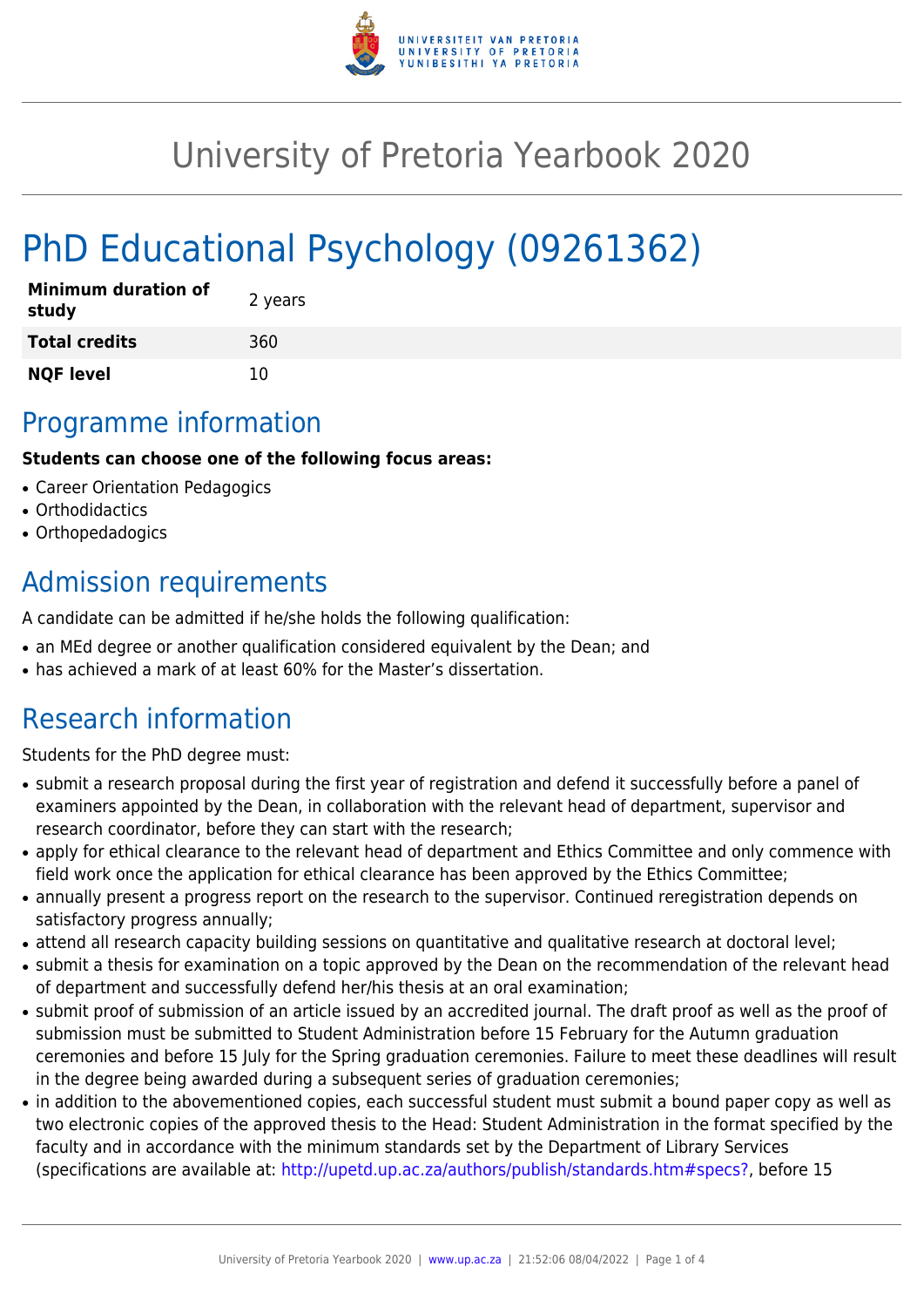# University of Pretoria Yearbook 2020

# PhD Educational Psychology (09261362)

| **Minimum duration of study** | 2 years |
|---|---|
| **Total credits** | 360 |
| **NQF level** | 10 |

## Programme information

**Students can choose one of the following focus areas:**

- Career Orientation Pedagogics
- Orthodidactics
- Orthopedadogics

## Admission requirements

A candidate can be admitted if he/she holds the following qualification:

- an MEd degree or another qualification considered equivalent by the Dean; and
- has achieved a mark of at least 60% for the Master's dissertation.

## Research information

Students for the PhD degree must:

- submit a research proposal during the first year of registration and defend it successfully before a panel of examiners appointed by the Dean, in collaboration with the relevant head of department, supervisor and research coordinator, before they can start with the research;
- apply for ethical clearance to the relevant head of department and Ethics Committee and only commence with field work once the application for ethical clearance has been approved by the Ethics Committee;
- annually present a progress report on the research to the supervisor. Continued reregistration depends on satisfactory progress annually;
- attend all research capacity building sessions on quantitative and qualitative research at doctoral level;
- submit a thesis for examination on a topic approved by the Dean on the recommendation of the relevant head of department and successfully defend her/his thesis at an oral examination;
- submit proof of submission of an article issued by an accredited journal. The draft proof as well as the proof of submission must be submitted to Student Administration before 15 February for the Autumn graduation ceremonies and before 15 July for the Spring graduation ceremonies. Failure to meet these deadlines will result in the degree being awarded during a subsequent series of graduation ceremonies;
- in addition to the abovementioned copies, each successful student must submit a bound paper copy as well as two electronic copies of the approved thesis to the Head: Student Administration in the format specified by the faculty and in accordance with the minimum standards set by the Department of Library Services (specifications are available at: http://upetd.up.ac.za/authors/publish/standards.htm#specs?, before 15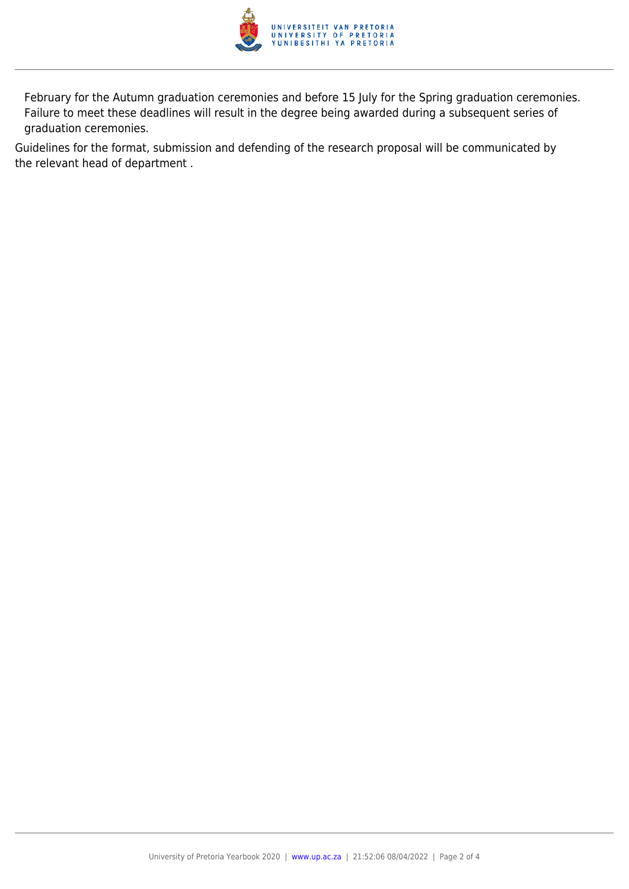February for the Autumn graduation ceremonies and before 15 July for the Spring graduation ceremonies. Failure to meet these deadlines will result in the degree being awarded during a subsequent series of graduation ceremonies.

Guidelines for the format, submission and defending of the research proposal will be communicated by the relevant head of department .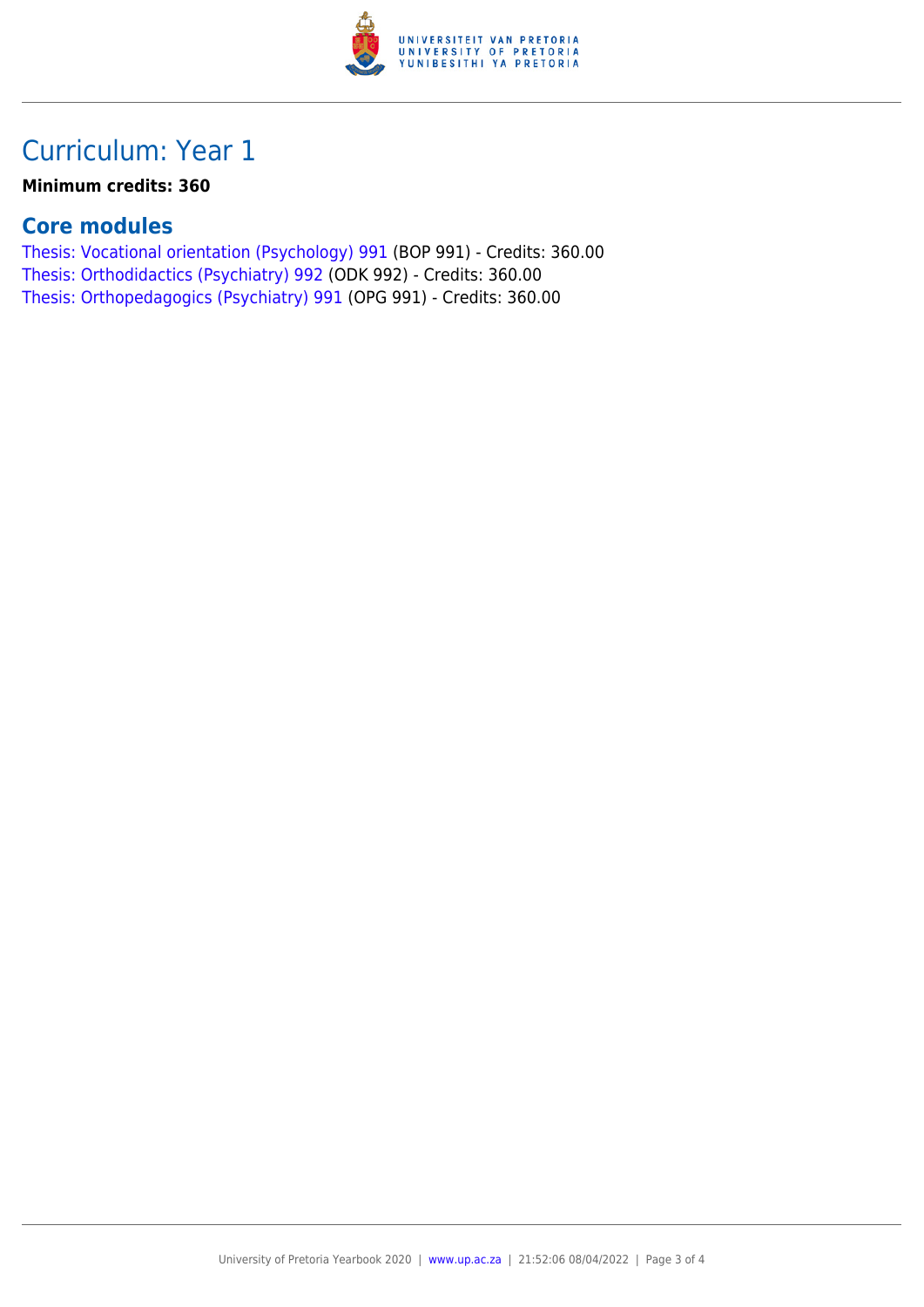# Curriculum: Year 1

**Minimum credits: 360**

## Core modules

Thesis: Vocational orientation (Psychology) 991 (BOP 991) - Credits: 360.00
Thesis: Orthodidactics (Psychiatry) 992 (ODK 992) - Credits: 360.00
Thesis: Orthopedagogics (Psychiatry) 991 (OPG 991) - Credits: 360.00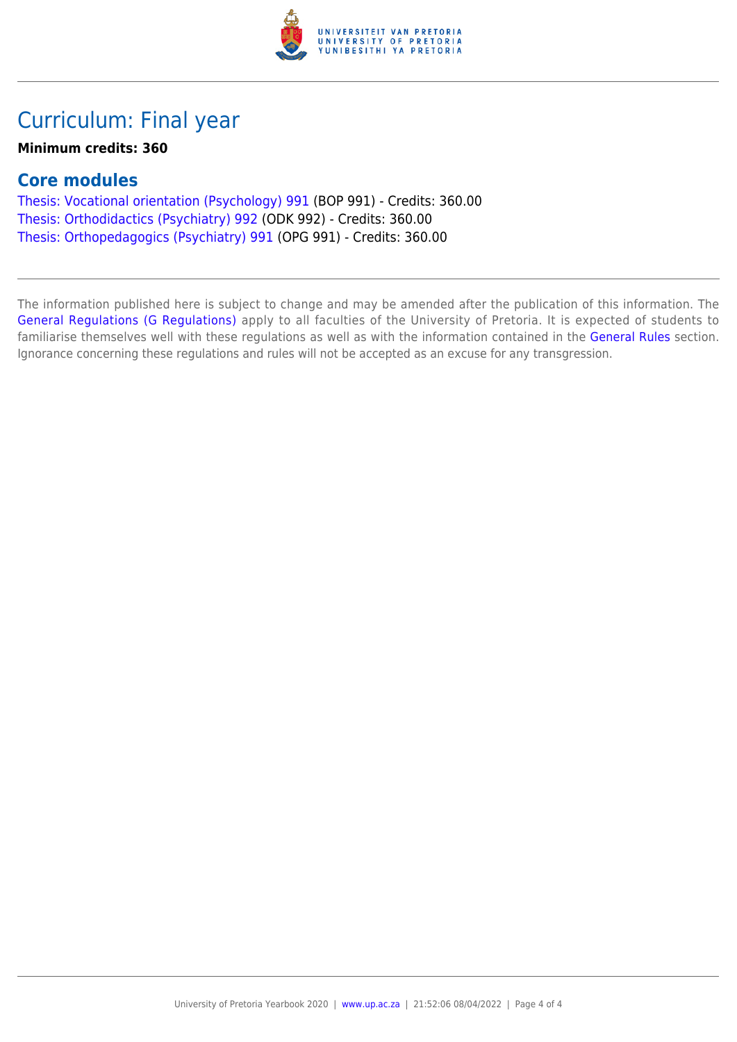## Curriculum: Final year

**Minimum credits: 360**

### Core modules

Thesis: Vocational orientation (Psychology) 991 (BOP 991) - Credits: 360.00
Thesis: Orthodidactics (Psychiatry) 992 (ODK 992) - Credits: 360.00
Thesis: Orthopedagogics (Psychiatry) 991 (OPG 991) - Credits: 360.00

The information published here is subject to change and may be amended after the publication of this information. The General Regulations (G Regulations) apply to all faculties of the University of Pretoria. It is expected of students to familiarise themselves well with these regulations as well as with the information contained in the General Rules section. Ignorance concerning these regulations and rules will not be accepted as an excuse for any transgression.